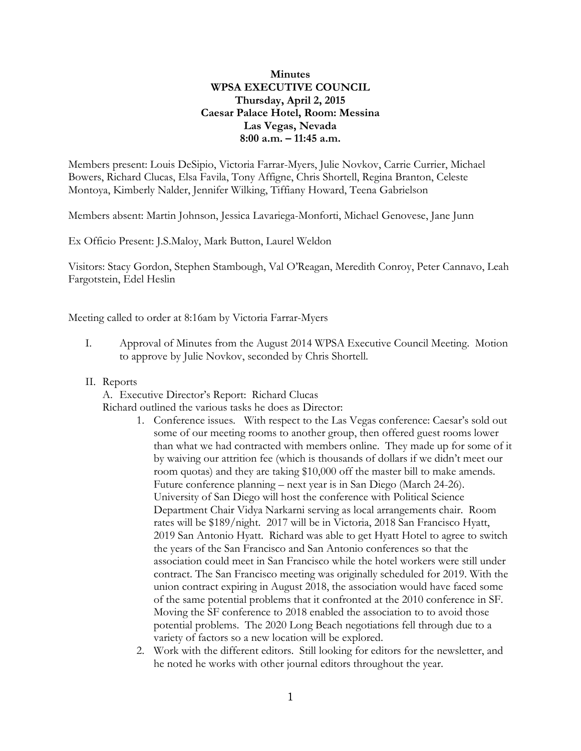**Minutes**
**WPSA EXECUTIVE COUNCIL**
**Thursday, April 2, 2015**
**Caesar Palace Hotel, Room: Messina**
**Las Vegas, Nevada**
**8:00 a.m. – 11:45 a.m.**

Members present: Louis DeSipio, Victoria Farrar-Myers, Julie Novkov, Carrie Currier, Michael Bowers, Richard Clucas, Elsa Favila, Tony Affigne, Chris Shortell, Regina Branton, Celeste Montoya, Kimberly Nalder, Jennifer Wilking, Tiffiany Howard, Teena Gabrielson

Members absent: Martin Johnson, Jessica Lavariega-Monforti, Michael Genovese, Jane Junn

Ex Officio Present: J.S.Maloy, Mark Button, Laurel Weldon

Visitors: Stacy Gordon, Stephen Stambough, Val O'Reagan, Meredith Conroy, Peter Cannavo, Leah Fargotstein, Edel Heslin

Meeting called to order at 8:16am by Victoria Farrar-Myers

I. Approval of Minutes from the August 2014 WPSA Executive Council Meeting. Motion to approve by Julie Novkov, seconded by Chris Shortell.

II. Reports

A. Executive Director's Report: Richard Clucas

Richard outlined the various tasks he does as Director:

1. Conference issues. With respect to the Las Vegas conference: Caesar's sold out some of our meeting rooms to another group, then offered guest rooms lower than what we had contracted with members online. They made up for some of it by waiving our attrition fee (which is thousands of dollars if we didn't meet our room quotas) and they are taking $10,000 off the master bill to make amends. Future conference planning – next year is in San Diego (March 24-26). University of San Diego will host the conference with Political Science Department Chair Vidya Narkarni serving as local arrangements chair. Room rates will be $189/night. 2017 will be in Victoria, 2018 San Francisco Hyatt, 2019 San Antonio Hyatt. Richard was able to get Hyatt Hotel to agree to switch the years of the San Francisco and San Antonio conferences so that the association could meet in San Francisco while the hotel workers were still under contract. The San Francisco meeting was originally scheduled for 2019. With the union contract expiring in August 2018, the association would have faced some of the same potential problems that it confronted at the 2010 conference in SF. Moving the SF conference to 2018 enabled the association to to avoid those potential problems. The 2020 Long Beach negotiations fell through due to a variety of factors so a new location will be explored.
2. Work with the different editors. Still looking for editors for the newsletter, and he noted he works with other journal editors throughout the year.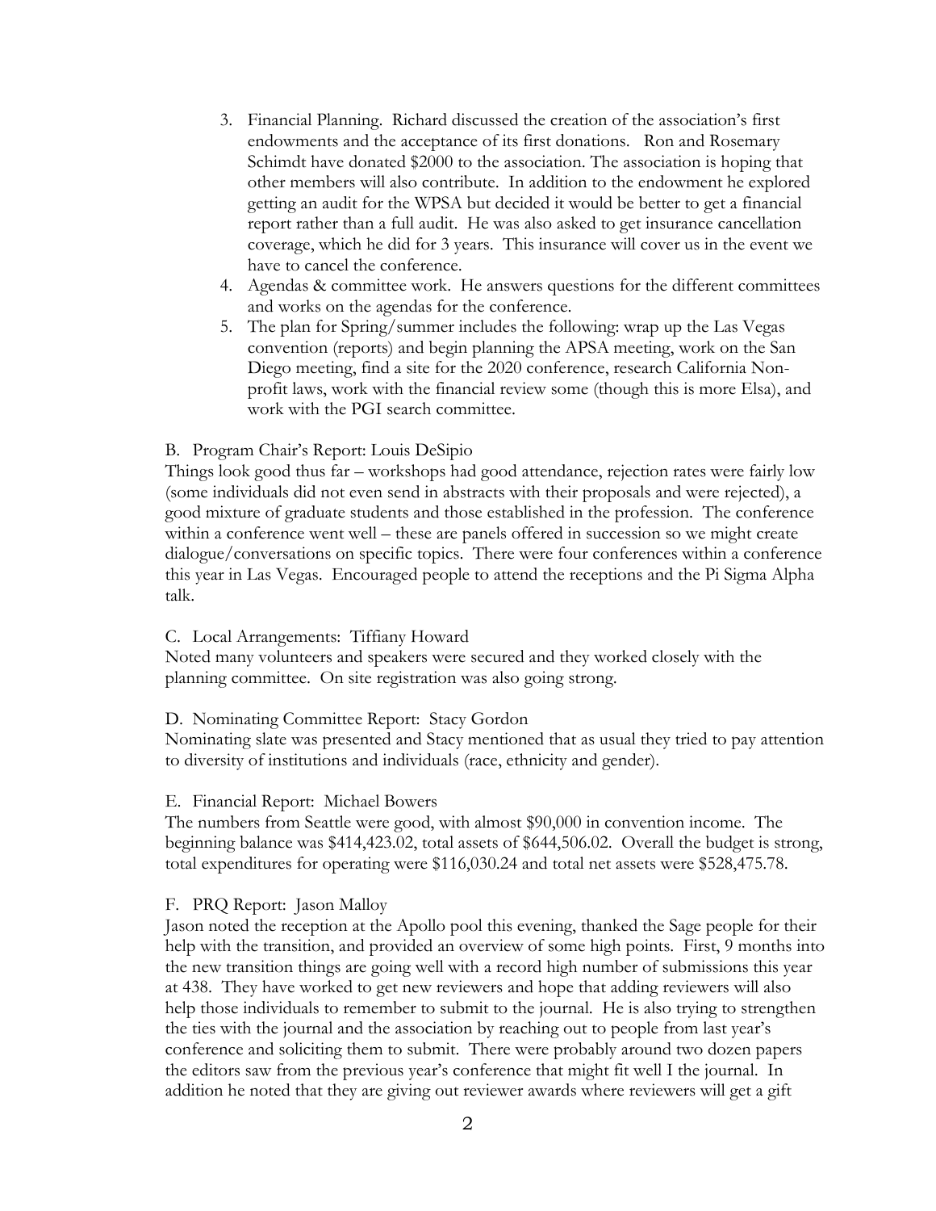3. Financial Planning. Richard discussed the creation of the association's first endowments and the acceptance of its first donations. Ron and Rosemary Schimdt have donated $2000 to the association. The association is hoping that other members will also contribute. In addition to the endowment he explored getting an audit for the WPSA but decided it would be better to get a financial report rather than a full audit. He was also asked to get insurance cancellation coverage, which he did for 3 years. This insurance will cover us in the event we have to cancel the conference.
4. Agendas & committee work. He answers questions for the different committees and works on the agendas for the conference.
5. The plan for Spring/summer includes the following: wrap up the Las Vegas convention (reports) and begin planning the APSA meeting, work on the San Diego meeting, find a site for the 2020 conference, research California Non-profit laws, work with the financial review some (though this is more Elsa), and work with the PGI search committee.

B. Program Chair's Report: Louis DeSipio

Things look good thus far – workshops had good attendance, rejection rates were fairly low (some individuals did not even send in abstracts with their proposals and were rejected), a good mixture of graduate students and those established in the profession. The conference within a conference went well – these are panels offered in succession so we might create dialogue/conversations on specific topics. There were four conferences within a conference this year in Las Vegas. Encouraged people to attend the receptions and the Pi Sigma Alpha talk.

C. Local Arrangements: Tiffiany Howard

Noted many volunteers and speakers were secured and they worked closely with the planning committee. On site registration was also going strong.

D. Nominating Committee Report: Stacy Gordon

Nominating slate was presented and Stacy mentioned that as usual they tried to pay attention to diversity of institutions and individuals (race, ethnicity and gender).

E. Financial Report: Michael Bowers

The numbers from Seattle were good, with almost $90,000 in convention income. The beginning balance was $414,423.02, total assets of $644,506.02. Overall the budget is strong, total expenditures for operating were $116,030.24 and total net assets were $528,475.78.

F. PRQ Report: Jason Malloy

Jason noted the reception at the Apollo pool this evening, thanked the Sage people for their help with the transition, and provided an overview of some high points. First, 9 months into the new transition things are going well with a record high number of submissions this year at 438. They have worked to get new reviewers and hope that adding reviewers will also help those individuals to remember to submit to the journal. He is also trying to strengthen the ties with the journal and the association by reaching out to people from last year's conference and soliciting them to submit. There were probably around two dozen papers the editors saw from the previous year's conference that might fit well I the journal. In addition he noted that they are giving out reviewer awards where reviewers will get a gift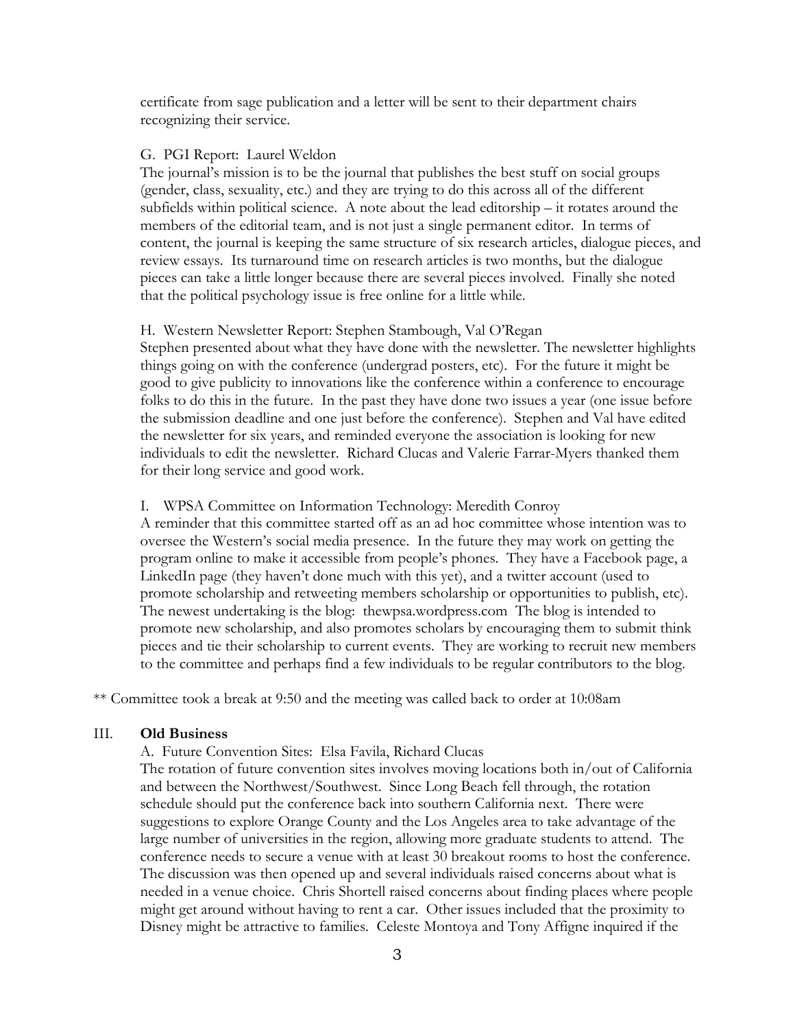certificate from sage publication and a letter will be sent to their department chairs recognizing their service.

G. PGI Report: Laurel Weldon

The journal's mission is to be the journal that publishes the best stuff on social groups (gender, class, sexuality, etc.) and they are trying to do this across all of the different subfields within political science. A note about the lead editorship – it rotates around the members of the editorial team, and is not just a single permanent editor. In terms of content, the journal is keeping the same structure of six research articles, dialogue pieces, and review essays. Its turnaround time on research articles is two months, but the dialogue pieces can take a little longer because there are several pieces involved. Finally she noted that the political psychology issue is free online for a little while.

H. Western Newsletter Report: Stephen Stambough, Val O'Regan

Stephen presented about what they have done with the newsletter. The newsletter highlights things going on with the conference (undergrad posters, etc). For the future it might be good to give publicity to innovations like the conference within a conference to encourage folks to do this in the future. In the past they have done two issues a year (one issue before the submission deadline and one just before the conference). Stephen and Val have edited the newsletter for six years, and reminded everyone the association is looking for new individuals to edit the newsletter. Richard Clucas and Valerie Farrar-Myers thanked them for their long service and good work.

I. WPSA Committee on Information Technology: Meredith Conroy

A reminder that this committee started off as an ad hoc committee whose intention was to oversee the Western's social media presence. In the future they may work on getting the program online to make it accessible from people's phones. They have a Facebook page, a LinkedIn page (they haven't done much with this yet), and a twitter account (used to promote scholarship and retweeting members scholarship or opportunities to publish, etc). The newest undertaking is the blog: thewpsa.wordpress.com The blog is intended to promote new scholarship, and also promotes scholars by encouraging them to submit think pieces and tie their scholarship to current events. They are working to recruit new members to the committee and perhaps find a few individuals to be regular contributors to the blog.

** Committee took a break at 9:50 and the meeting was called back to order at 10:08am

III. **Old Business**

A. Future Convention Sites: Elsa Favila, Richard Clucas

The rotation of future convention sites involves moving locations both in/out of California and between the Northwest/Southwest. Since Long Beach fell through, the rotation schedule should put the conference back into southern California next. There were suggestions to explore Orange County and the Los Angeles area to take advantage of the large number of universities in the region, allowing more graduate students to attend. The conference needs to secure a venue with at least 30 breakout rooms to host the conference. The discussion was then opened up and several individuals raised concerns about what is needed in a venue choice. Chris Shortell raised concerns about finding places where people might get around without having to rent a car. Other issues included that the proximity to Disney might be attractive to families. Celeste Montoya and Tony Affigne inquired if the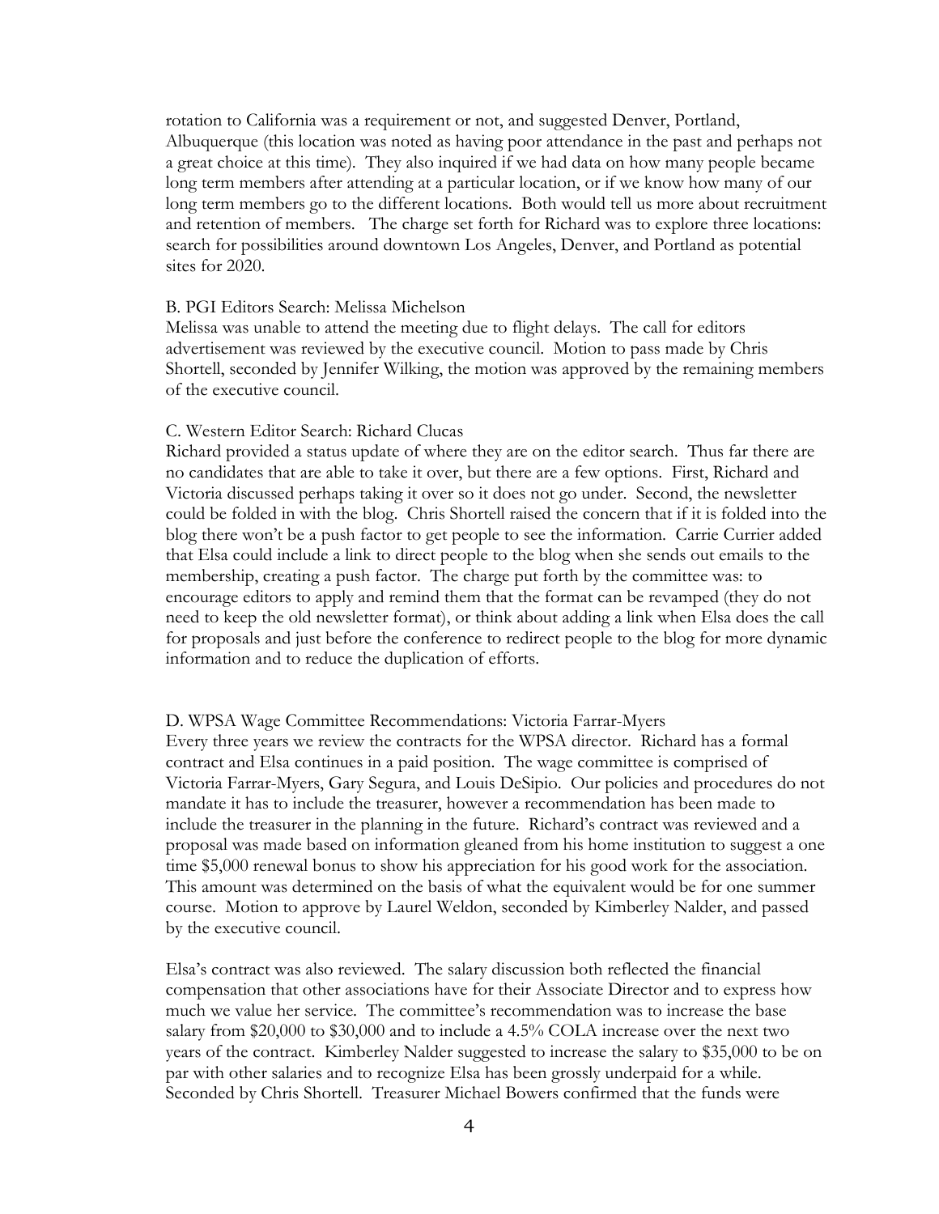rotation to California was a requirement or not, and suggested Denver, Portland, Albuquerque (this location was noted as having poor attendance in the past and perhaps not a great choice at this time). They also inquired if we had data on how many people became long term members after attending at a particular location, or if we know how many of our long term members go to the different locations. Both would tell us more about recruitment and retention of members. The charge set forth for Richard was to explore three locations: search for possibilities around downtown Los Angeles, Denver, and Portland as potential sites for 2020.

B. PGI Editors Search: Melissa Michelson

Melissa was unable to attend the meeting due to flight delays. The call for editors advertisement was reviewed by the executive council. Motion to pass made by Chris Shortell, seconded by Jennifer Wilking, the motion was approved by the remaining members of the executive council.

C. Western Editor Search: Richard Clucas

Richard provided a status update of where they are on the editor search. Thus far there are no candidates that are able to take it over, but there are a few options. First, Richard and Victoria discussed perhaps taking it over so it does not go under. Second, the newsletter could be folded in with the blog. Chris Shortell raised the concern that if it is folded into the blog there won't be a push factor to get people to see the information. Carrie Currier added that Elsa could include a link to direct people to the blog when she sends out emails to the membership, creating a push factor. The charge put forth by the committee was: to encourage editors to apply and remind them that the format can be revamped (they do not need to keep the old newsletter format), or think about adding a link when Elsa does the call for proposals and just before the conference to redirect people to the blog for more dynamic information and to reduce the duplication of efforts.

D. WPSA Wage Committee Recommendations: Victoria Farrar-Myers

Every three years we review the contracts for the WPSA director. Richard has a formal contract and Elsa continues in a paid position. The wage committee is comprised of Victoria Farrar-Myers, Gary Segura, and Louis DeSipio. Our policies and procedures do not mandate it has to include the treasurer, however a recommendation has been made to include the treasurer in the planning in the future. Richard's contract was reviewed and a proposal was made based on information gleaned from his home institution to suggest a one time $5,000 renewal bonus to show his appreciation for his good work for the association. This amount was determined on the basis of what the equivalent would be for one summer course. Motion to approve by Laurel Weldon, seconded by Kimberley Nalder, and passed by the executive council.

Elsa's contract was also reviewed. The salary discussion both reflected the financial compensation that other associations have for their Associate Director and to express how much we value her service. The committee's recommendation was to increase the base salary from $20,000 to $30,000 and to include a 4.5% COLA increase over the next two years of the contract. Kimberley Nalder suggested to increase the salary to $35,000 to be on par with other salaries and to recognize Elsa has been grossly underpaid for a while. Seconded by Chris Shortell. Treasurer Michael Bowers confirmed that the funds were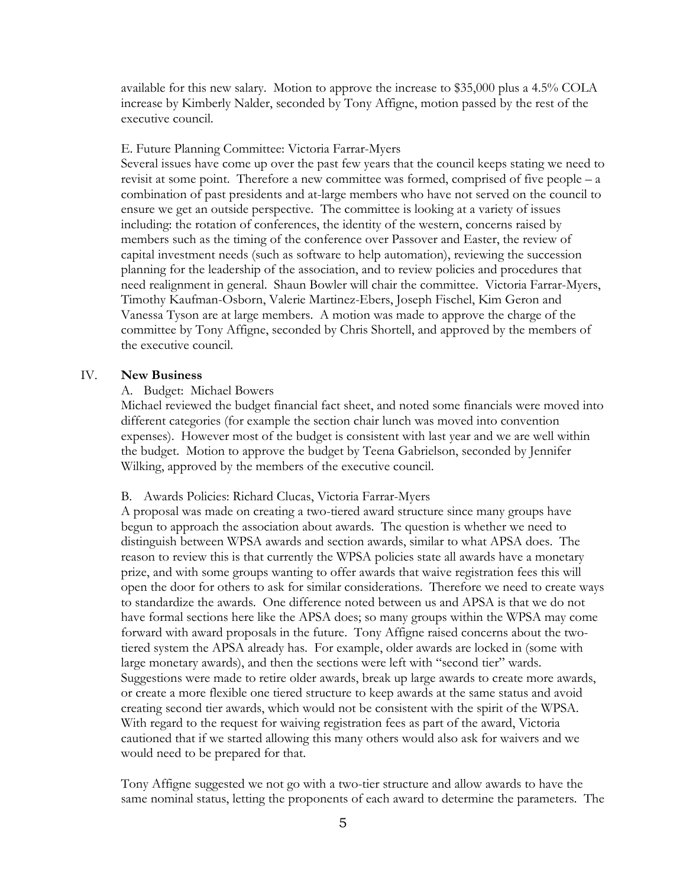available for this new salary. Motion to approve the increase to $35,000 plus a 4.5% COLA increase by Kimberly Nalder, seconded by Tony Affigne, motion passed by the rest of the executive council.

E. Future Planning Committee: Victoria Farrar-Myers

Several issues have come up over the past few years that the council keeps stating we need to revisit at some point. Therefore a new committee was formed, comprised of five people – a combination of past presidents and at-large members who have not served on the council to ensure we get an outside perspective. The committee is looking at a variety of issues including: the rotation of conferences, the identity of the western, concerns raised by members such as the timing of the conference over Passover and Easter, the review of capital investment needs (such as software to help automation), reviewing the succession planning for the leadership of the association, and to review policies and procedures that need realignment in general. Shaun Bowler will chair the committee. Victoria Farrar-Myers, Timothy Kaufman-Osborn, Valerie Martinez-Ebers, Joseph Fischel, Kim Geron and Vanessa Tyson are at large members. A motion was made to approve the charge of the committee by Tony Affigne, seconded by Chris Shortell, and approved by the members of the executive council.

## IV. **New Business**

A. Budget: Michael Bowers

Michael reviewed the budget financial fact sheet, and noted some financials were moved into different categories (for example the section chair lunch was moved into convention expenses). However most of the budget is consistent with last year and we are well within the budget. Motion to approve the budget by Teena Gabrielson, seconded by Jennifer Wilking, approved by the members of the executive council.

B. Awards Policies: Richard Clucas, Victoria Farrar-Myers

A proposal was made on creating a two-tiered award structure since many groups have begun to approach the association about awards. The question is whether we need to distinguish between WPSA awards and section awards, similar to what APSA does. The reason to review this is that currently the WPSA policies state all awards have a monetary prize, and with some groups wanting to offer awards that waive registration fees this will open the door for others to ask for similar considerations. Therefore we need to create ways to standardize the awards. One difference noted between us and APSA is that we do not have formal sections here like the APSA does; so many groups within the WPSA may come forward with award proposals in the future. Tony Affigne raised concerns about the two-tiered system the APSA already has. For example, older awards are locked in (some with large monetary awards), and then the sections were left with "second tier" wards. Suggestions were made to retire older awards, break up large awards to create more awards, or create a more flexible one tiered structure to keep awards at the same status and avoid creating second tier awards, which would not be consistent with the spirit of the WPSA. With regard to the request for waiving registration fees as part of the award, Victoria cautioned that if we started allowing this many others would also ask for waivers and we would need to be prepared for that.

Tony Affigne suggested we not go with a two-tier structure and allow awards to have the same nominal status, letting the proponents of each award to determine the parameters. The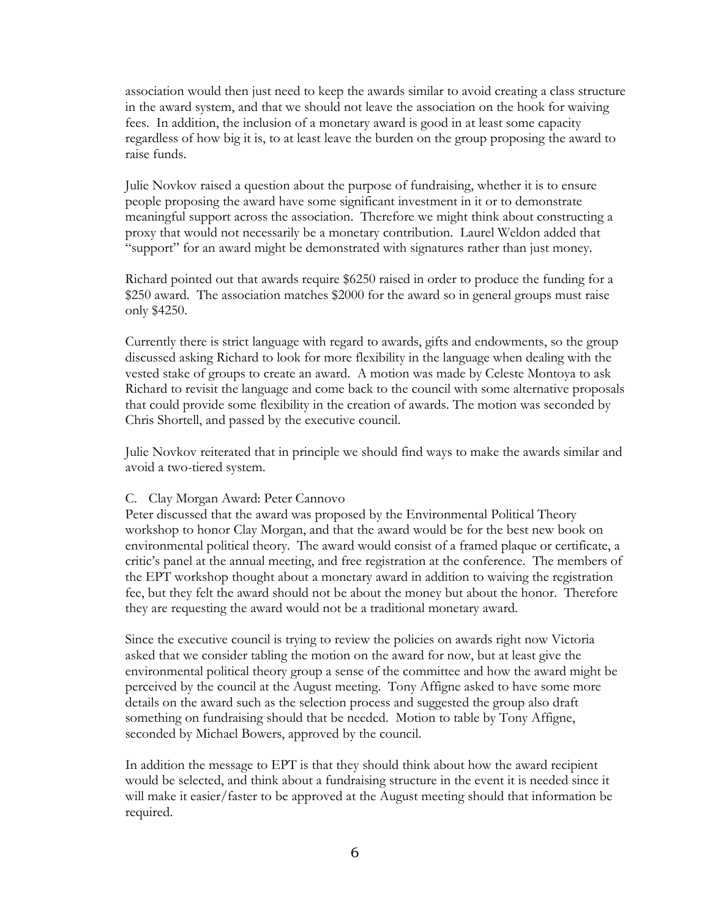association would then just need to keep the awards similar to avoid creating a class structure in the award system, and that we should not leave the association on the hook for waiving fees. In addition, the inclusion of a monetary award is good in at least some capacity regardless of how big it is, to at least leave the burden on the group proposing the award to raise funds.

Julie Novkov raised a question about the purpose of fundraising, whether it is to ensure people proposing the award have some significant investment in it or to demonstrate meaningful support across the association. Therefore we might think about constructing a proxy that would not necessarily be a monetary contribution. Laurel Weldon added that "support" for an award might be demonstrated with signatures rather than just money.

Richard pointed out that awards require \$6250 raised in order to produce the funding for a \$250 award. The association matches \$2000 for the award so in general groups must raise only \$4250.

Currently there is strict language with regard to awards, gifts and endowments, so the group discussed asking Richard to look for more flexibility in the language when dealing with the vested stake of groups to create an award. A motion was made by Celeste Montoya to ask Richard to revisit the language and come back to the council with some alternative proposals that could provide some flexibility in the creation of awards. The motion was seconded by Chris Shortell, and passed by the executive council.

Julie Novkov reiterated that in principle we should find ways to make the awards similar and avoid a two-tiered system.

C. Clay Morgan Award: Peter Cannovo

Peter discussed that the award was proposed by the Environmental Political Theory workshop to honor Clay Morgan, and that the award would be for the best new book on environmental political theory. The award would consist of a framed plaque or certificate, a critic's panel at the annual meeting, and free registration at the conference. The members of the EPT workshop thought about a monetary award in addition to waiving the registration fee, but they felt the award should not be about the money but about the honor. Therefore they are requesting the award would not be a traditional monetary award.

Since the executive council is trying to review the policies on awards right now Victoria asked that we consider tabling the motion on the award for now, but at least give the environmental political theory group a sense of the committee and how the award might be perceived by the council at the August meeting. Tony Affigne asked to have some more details on the award such as the selection process and suggested the group also draft something on fundraising should that be needed. Motion to table by Tony Affigne, seconded by Michael Bowers, approved by the council.

In addition the message to EPT is that they should think about how the award recipient would be selected, and think about a fundraising structure in the event it is needed since it will make it easier/faster to be approved at the August meeting should that information be required.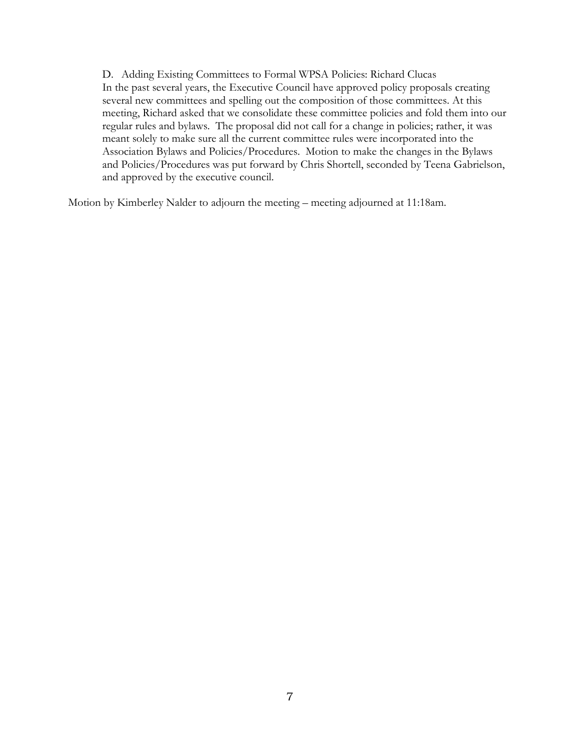D. Adding Existing Committees to Formal WPSA Policies: Richard Clucas

In the past several years, the Executive Council have approved policy proposals creating several new committees and spelling out the composition of those committees. At this meeting, Richard asked that we consolidate these committee policies and fold them into our regular rules and bylaws. The proposal did not call for a change in policies; rather, it was meant solely to make sure all the current committee rules were incorporated into the Association Bylaws and Policies/Procedures. Motion to make the changes in the Bylaws and Policies/Procedures was put forward by Chris Shortell, seconded by Teena Gabrielson, and approved by the executive council.

Motion by Kimberley Nalder to adjourn the meeting – meeting adjourned at 11:18am.